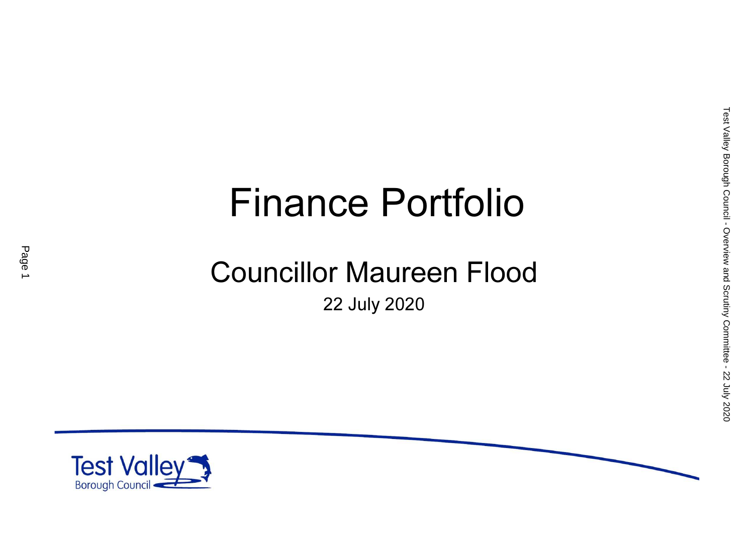# Finance Portfolio

## Councillor Maureen Flood

22 July 2020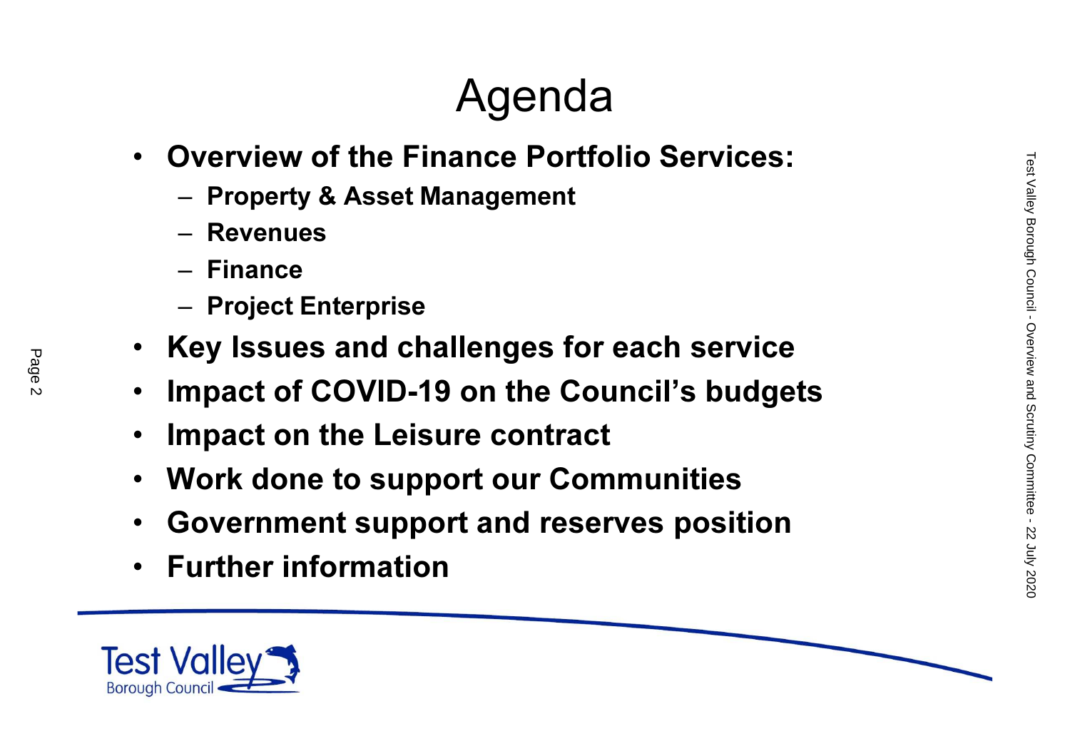# Agenda

- **Overview of the Finance Portfolio Services:**
  - **Property & Asset Management**
  - **Revenues**
  - **Finance**
  - **Project Enterprise**
- **Key Issues and challenges for each service**
- **Impact of COVID-19 on the Council's budgets**
- **Impact on the Leisure contract**
- **Work done to support our Communities**
- **Government support and reserves position**
- **Further information**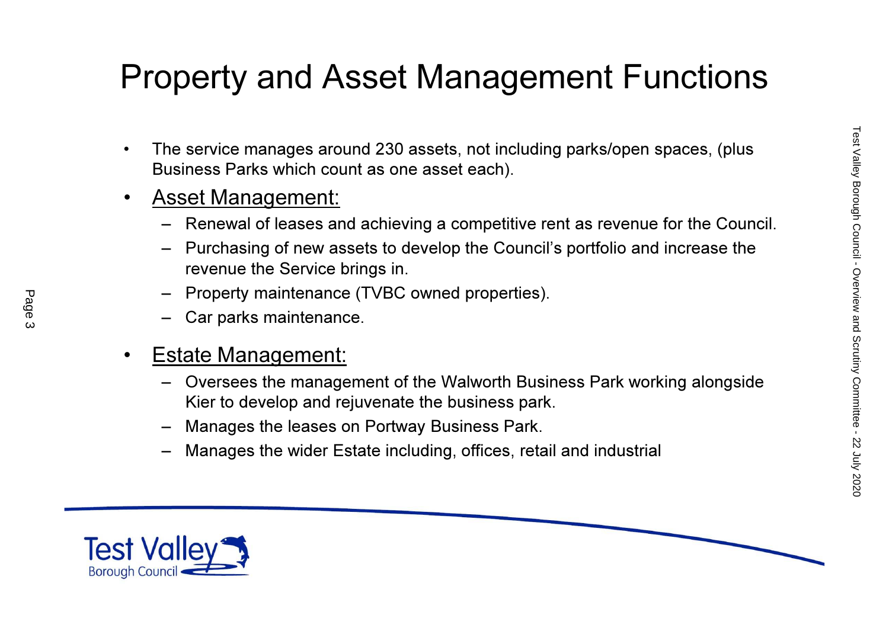# Property and Asset Management Functions

- The service manages around 230 assets, not including parks/open spaces, (plus Business Parks which count as one asset each).
- Asset Management:
  - Renewal of leases and achieving a competitive rent as revenue for the Council.
  - Purchasing of new assets to develop the Council's portfolio and increase the revenue the Service brings in.
  - Property maintenance (TVBC owned properties).
  - Car parks maintenance.
- Estate Management:
  - Oversees the management of the Walworth Business Park working alongside Kier to develop and rejuvenate the business park.
  - Manages the leases on Portway Business Park.
  - Manages the wider Estate including, offices, retail and industrial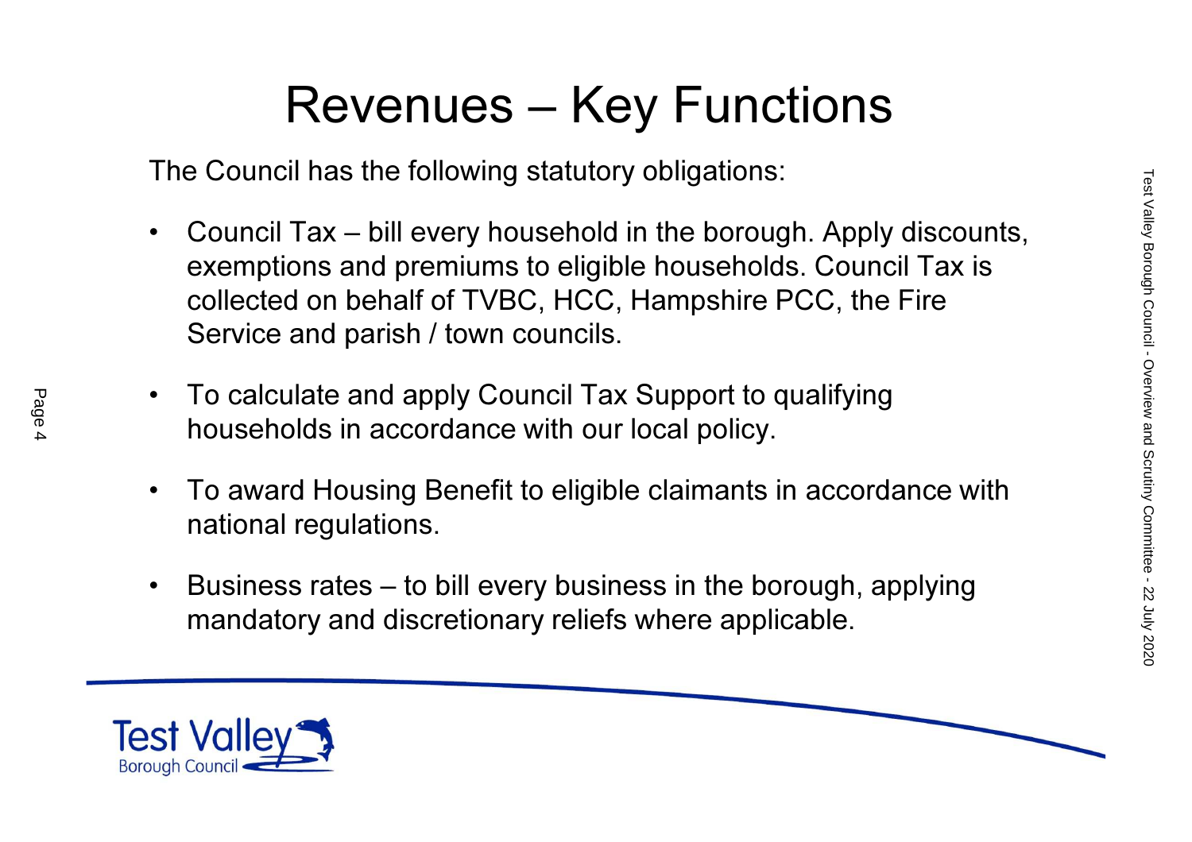# Revenues – Key Functions

The Council has the following statutory obligations:

- Council Tax – bill every household in the borough. Apply discounts, exemptions and premiums to eligible households. Council Tax is collected on behalf of TVBC, HCC, Hampshire PCC, the Fire Service and parish / town councils.
- To calculate and apply Council Tax Support to qualifying households in accordance with our local policy.
- To award Housing Benefit to eligible claimants in accordance with national regulations.
- Business rates – to bill every business in the borough, applying mandatory and discretionary reliefs where applicable.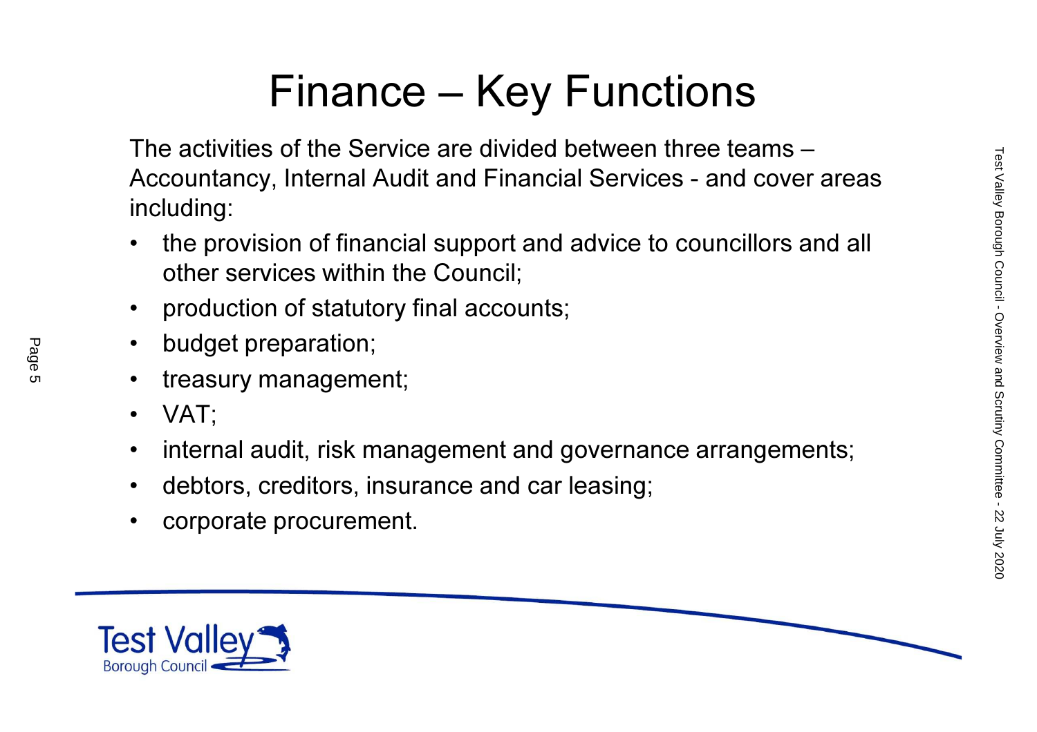# Finance – Key Functions

The activities of the Service are divided between three teams – Accountancy, Internal Audit and Financial Services - and cover areas including:

- the provision of financial support and advice to councillors and all other services within the Council;
- production of statutory final accounts;
- budget preparation;
- treasury management;
- VAT;
- internal audit, risk management and governance arrangements;
- debtors, creditors, insurance and car leasing;
- corporate procurement.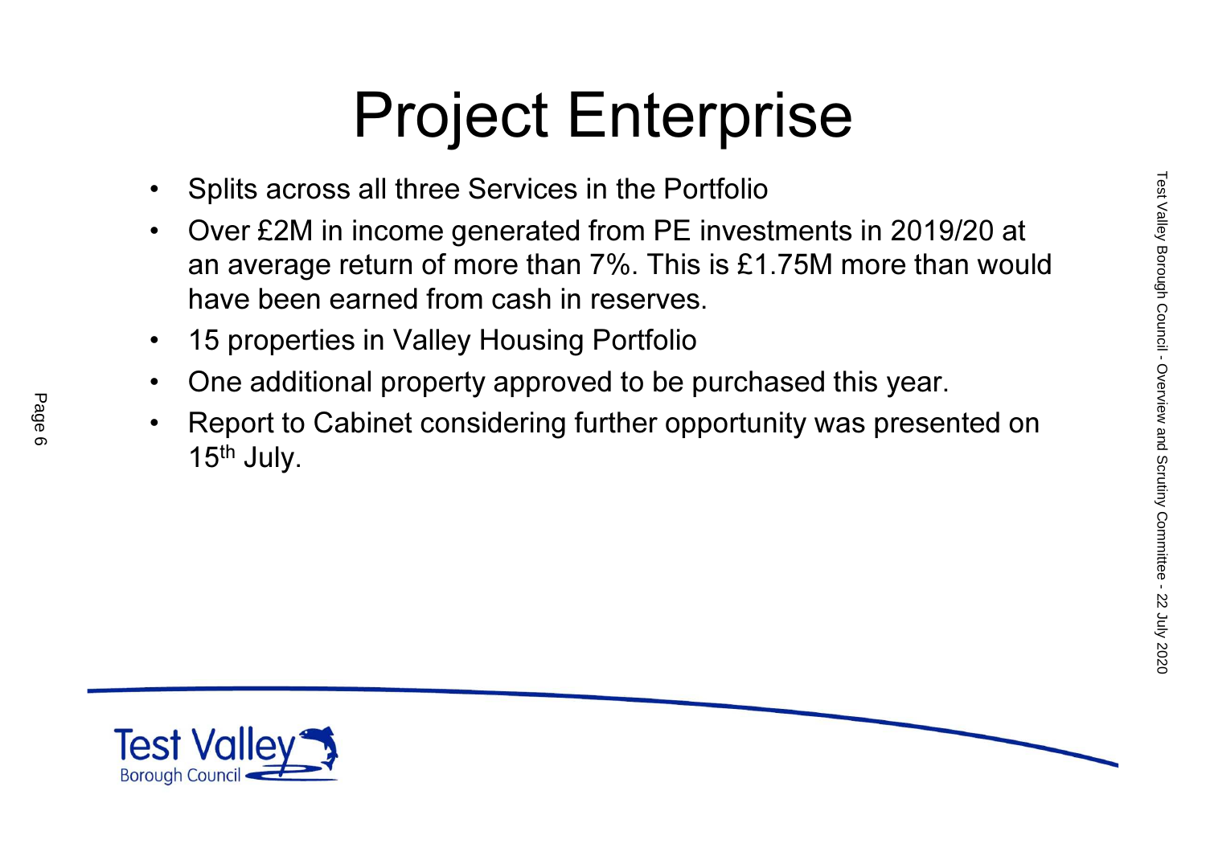# Project Enterprise

- Splits across all three Services in the Portfolio
- Over £2M in income generated from PE investments in 2019/20 at an average return of more than 7%. This is £1.75M more than would have been earned from cash in reserves.
- 15 properties in Valley Housing Portfolio
- One additional property approved to be purchased this year.
- Report to Cabinet considering further opportunity was presented on 15th July.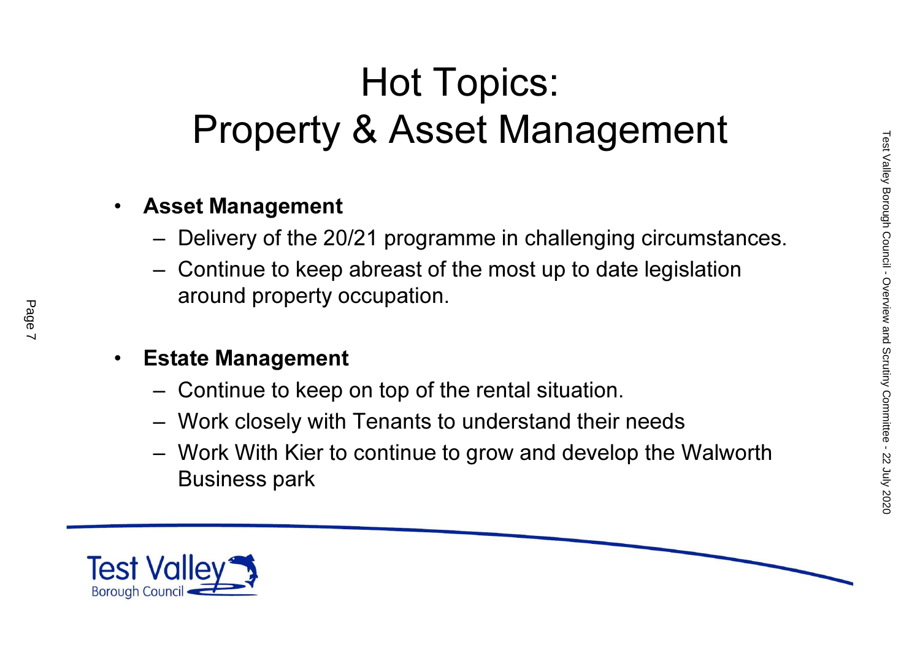# Hot Topics: Property & Asset Management

- **Asset Management**
  - Delivery of the 20/21 programme in challenging circumstances.
  - Continue to keep abreast of the most up to date legislation around property occupation.

- **Estate Management**
  - Continue to keep on top of the rental situation.
  - Work closely with Tenants to understand their needs
  - Work With Kier to continue to grow and develop the Walworth Business park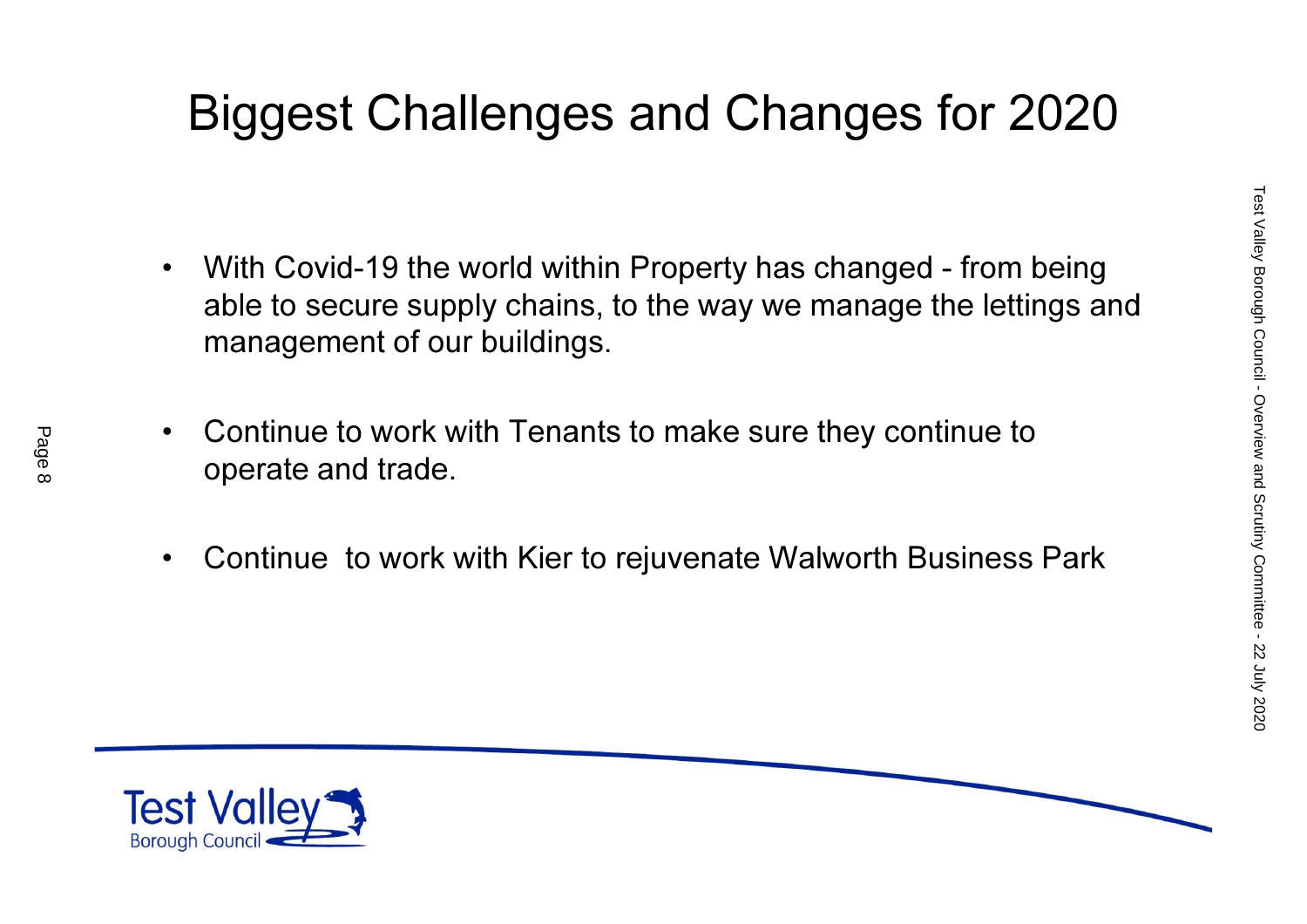# Biggest Challenges and Changes for 2020

- With Covid-19 the world within Property has changed - from being able to secure supply chains, to the way we manage the lettings and management of our buildings.
- Continue to work with Tenants to make sure they continue to operate and trade.
- Continue  to work with Kier to rejuvenate Walworth Business Park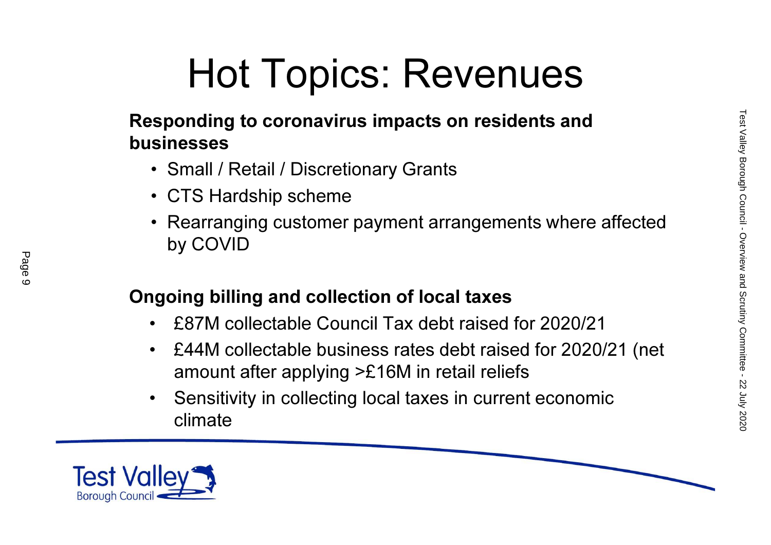# Hot Topics: Revenues

**Responding to coronavirus impacts on residents and businesses**

- Small / Retail / Discretionary Grants
- CTS Hardship scheme
- Rearranging customer payment arrangements where affected by COVID

**Ongoing billing and collection of local taxes**

- £87M collectable Council Tax debt raised for 2020/21
- £44M collectable business rates debt raised for 2020/21 (net amount after applying >£16M in retail reliefs
- Sensitivity in collecting local taxes in current economic climate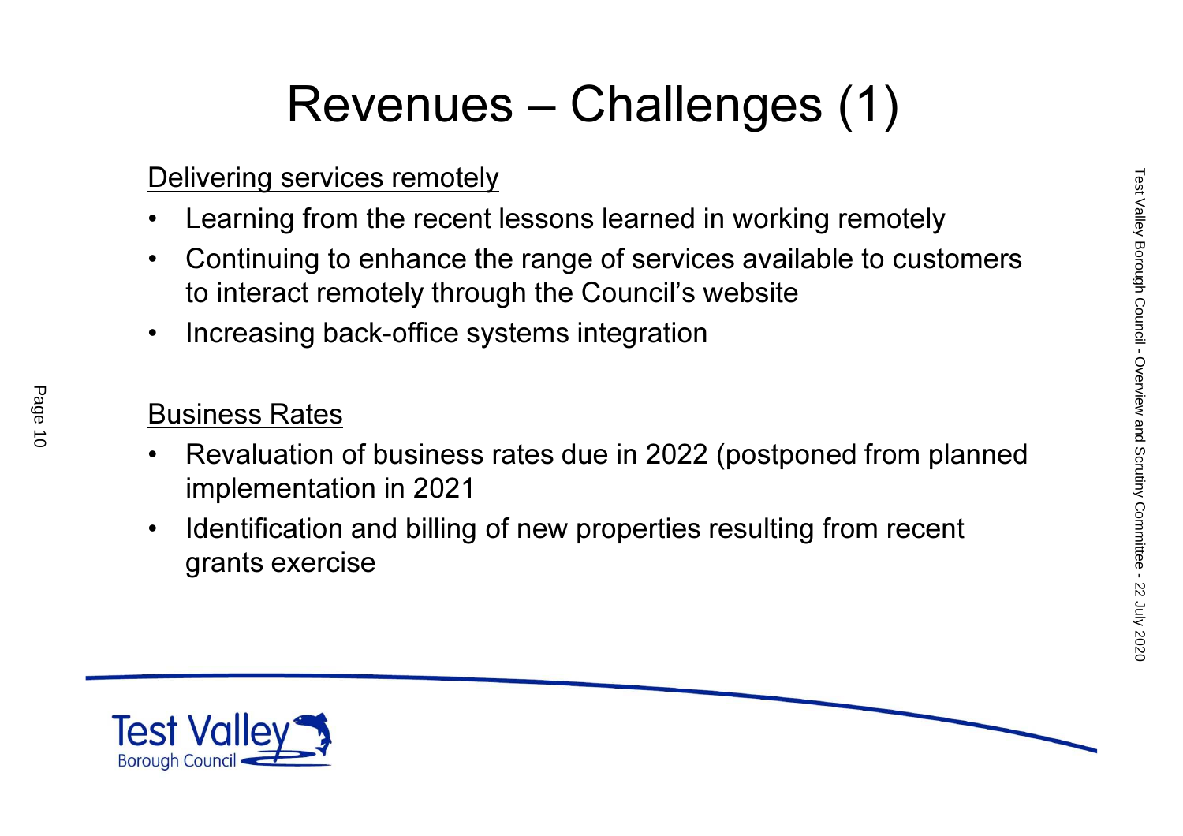# Revenues – Challenges (1)

Delivering services remotely

- Learning from the recent lessons learned in working remotely
- Continuing to enhance the range of services available to customers to interact remotely through the Council's website
- Increasing back-office systems integration

Business Rates

- Revaluation of business rates due in 2022 (postponed from planned implementation in 2021
- Identification and billing of new properties resulting from recent grants exercise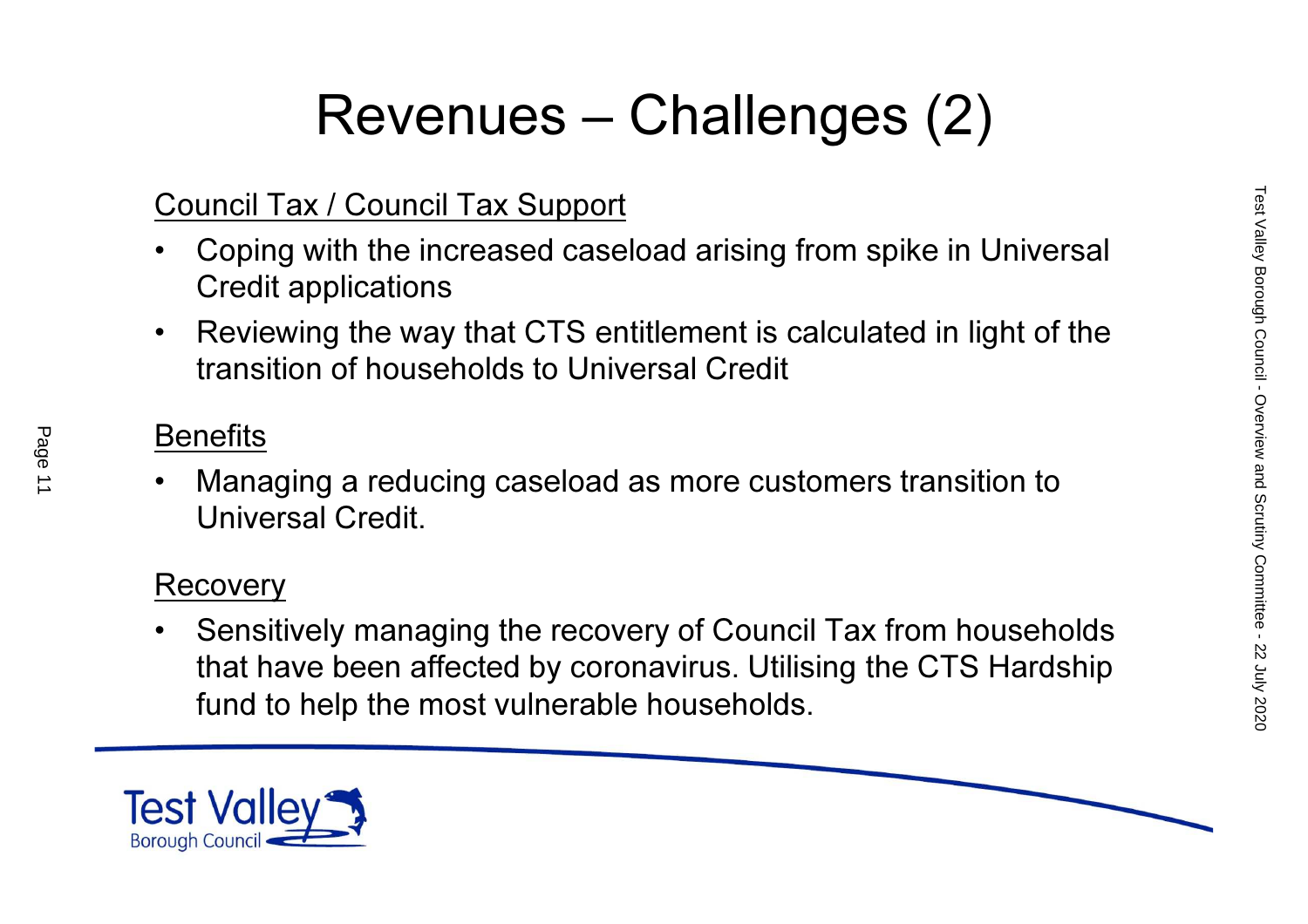# Revenues – Challenges (2)

Council Tax / Council Tax Support

- Coping with the increased caseload arising from spike in Universal Credit applications
- Reviewing the way that CTS entitlement is calculated in light of the transition of households to Universal Credit

Benefits

- Managing a reducing caseload as more customers transition to Universal Credit.

Recovery

- Sensitively managing the recovery of Council Tax from households that have been affected by coronavirus. Utilising the CTS Hardship fund to help the most vulnerable households.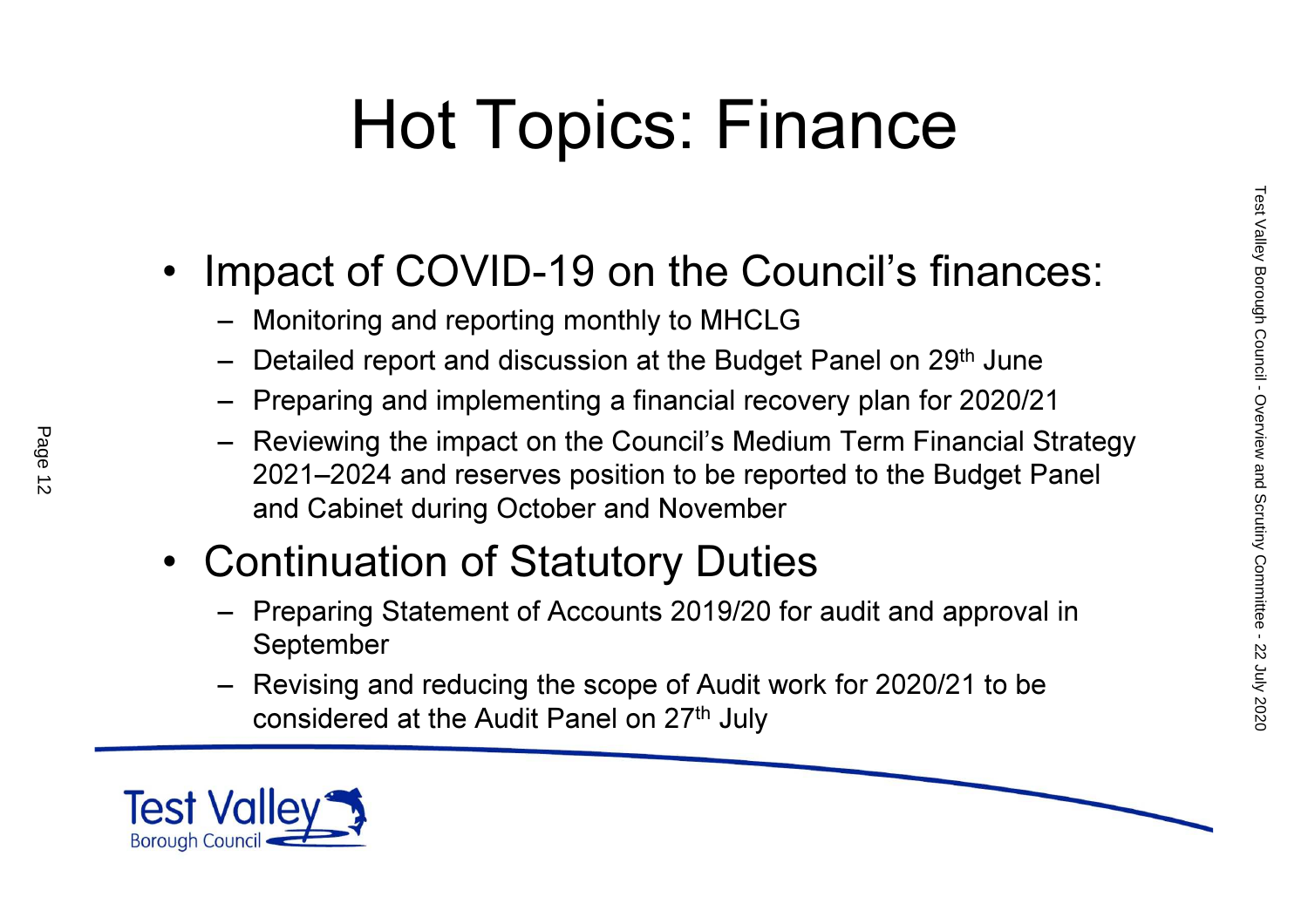# Hot Topics: Finance

- Impact of COVID-19 on the Council's finances:
  - Monitoring and reporting monthly to MHCLG
  - Detailed report and discussion at the Budget Panel on 29th June
  - Preparing and implementing a financial recovery plan for 2020/21
  - Reviewing the impact on the Council's Medium Term Financial Strategy 2021–2024 and reserves position to be reported to the Budget Panel and Cabinet during October and November
- Continuation of Statutory Duties
  - Preparing Statement of Accounts 2019/20 for audit and approval in September
  - Revising and reducing the scope of Audit work for 2020/21 to be considered at the Audit Panel on 27th July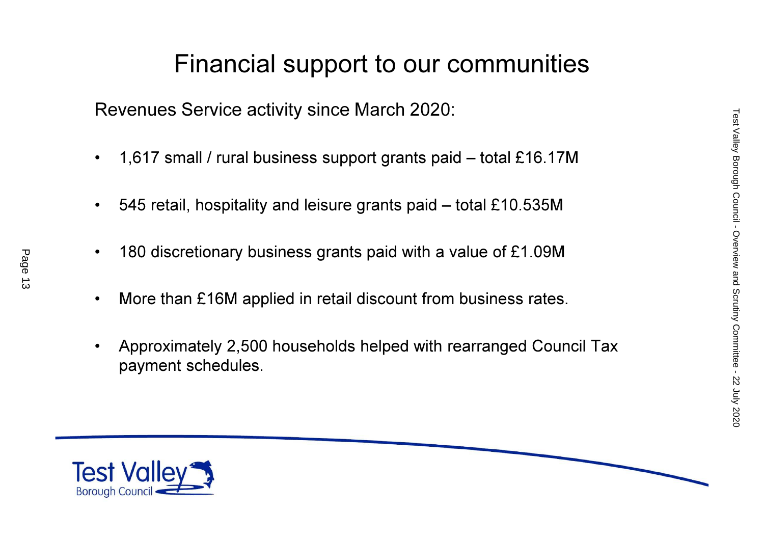# Financial support to our communities

Revenues Service activity since March 2020:

- 1,617 small / rural business support grants paid – total £16.17M
- 545 retail, hospitality and leisure grants paid – total £10.535M
- 180 discretionary business grants paid with a value of £1.09M
- More than £16M applied in retail discount from business rates.
- Approximately 2,500 households helped with rearranged Council Tax payment schedules.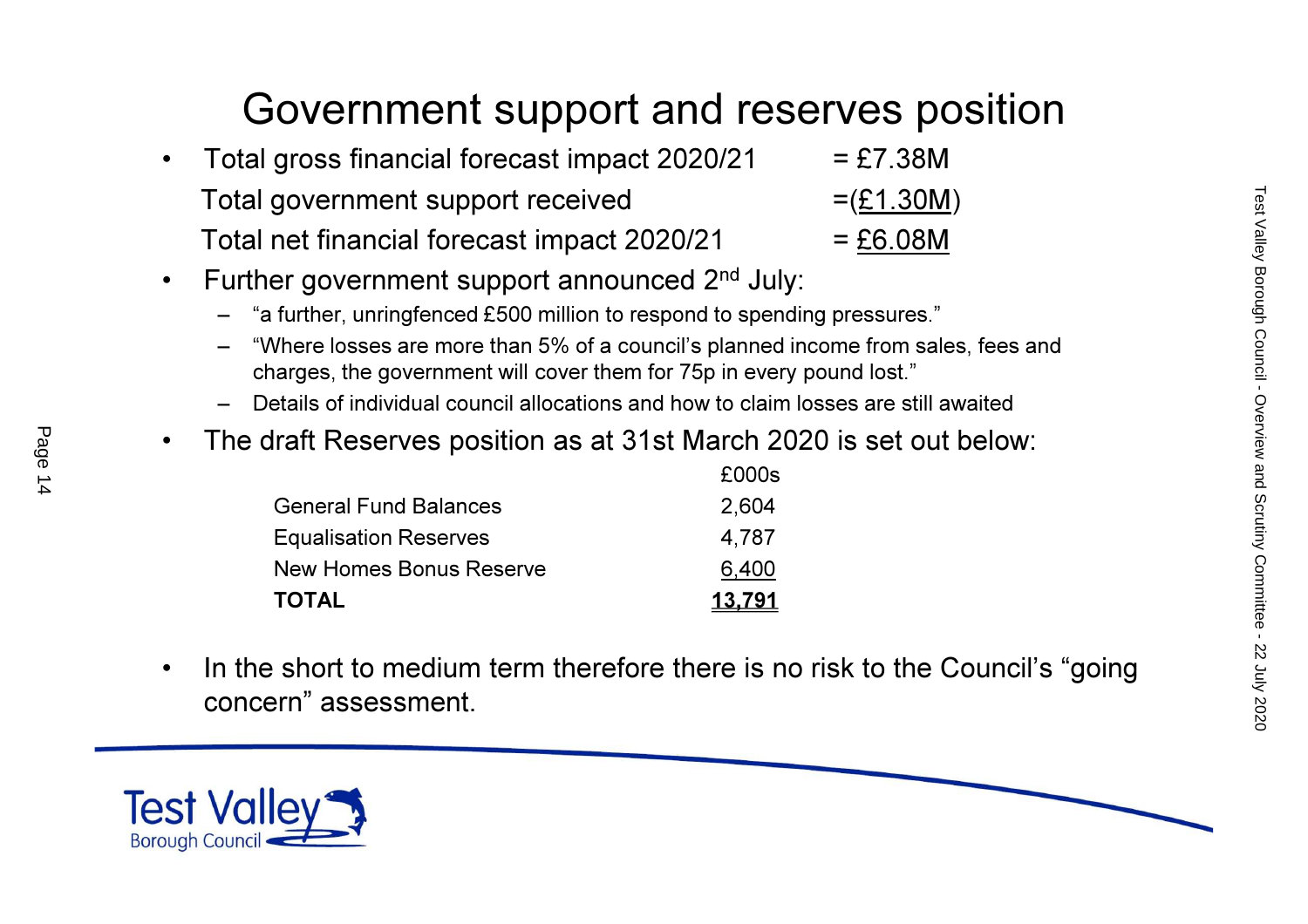# Government support and reserves position

- Total gross financial forecast impact 2020/21 = £7.38M

  Total government support received =(£1.30M)

  Total net financial forecast impact 2020/21 = £6.08M

- Further government support announced 2nd July:
  - "a further, unringfenced £500 million to respond to spending pressures."
  - "Where losses are more than 5% of a council's planned income from sales, fees and charges, the government will cover them for 75p in every pound lost."
  - Details of individual council allocations and how to claim losses are still awaited

- The draft Reserves position as at 31st March 2020 is set out below:

| | £000s |
|---|---|
| General Fund Balances | 2,604 |
| Equalisation Reserves | 4,787 |
| New Homes Bonus Reserve | 6,400 |
| **TOTAL** | **13,791** |

- In the short to medium term therefore there is no risk to the Council's "going concern" assessment.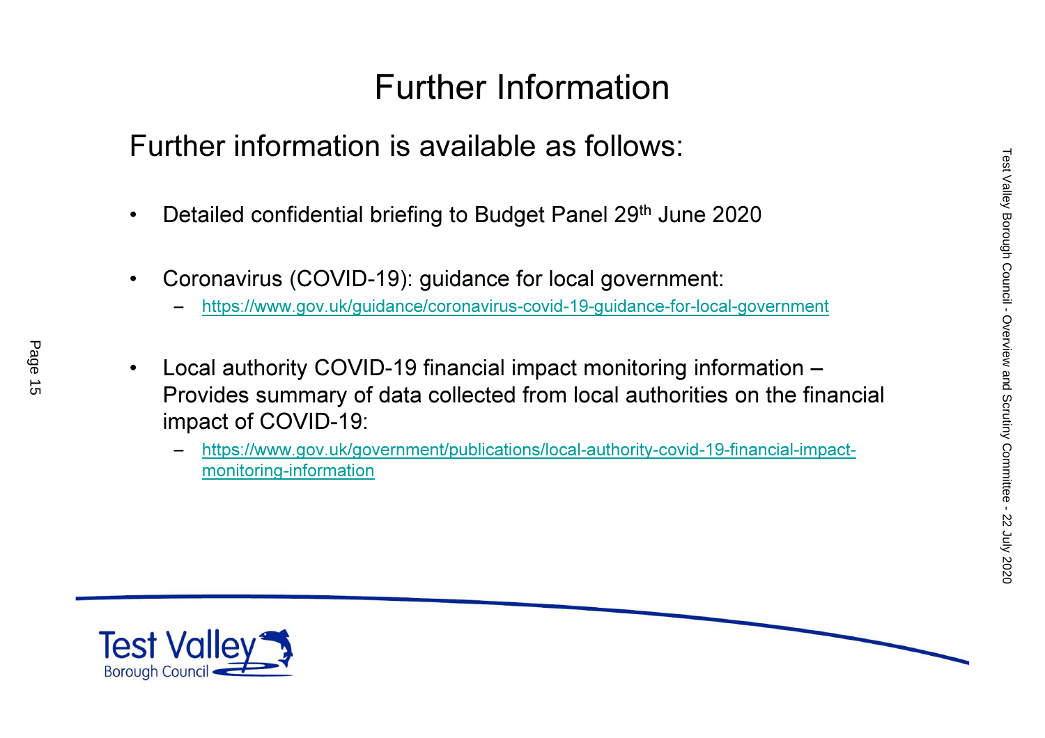# Further Information

Further information is available as follows:

- Detailed confidential briefing to Budget Panel 29th June 2020

- Coronavirus (COVID-19): guidance for local government:
  - https://www.gov.uk/guidance/coronavirus-covid-19-guidance-for-local-government

- Local authority COVID-19 financial impact monitoring information – Provides summary of data collected from local authorities on the financial impact of COVID-19:
  - https://www.gov.uk/government/publications/local-authority-covid-19-financial-impact-monitoring-information